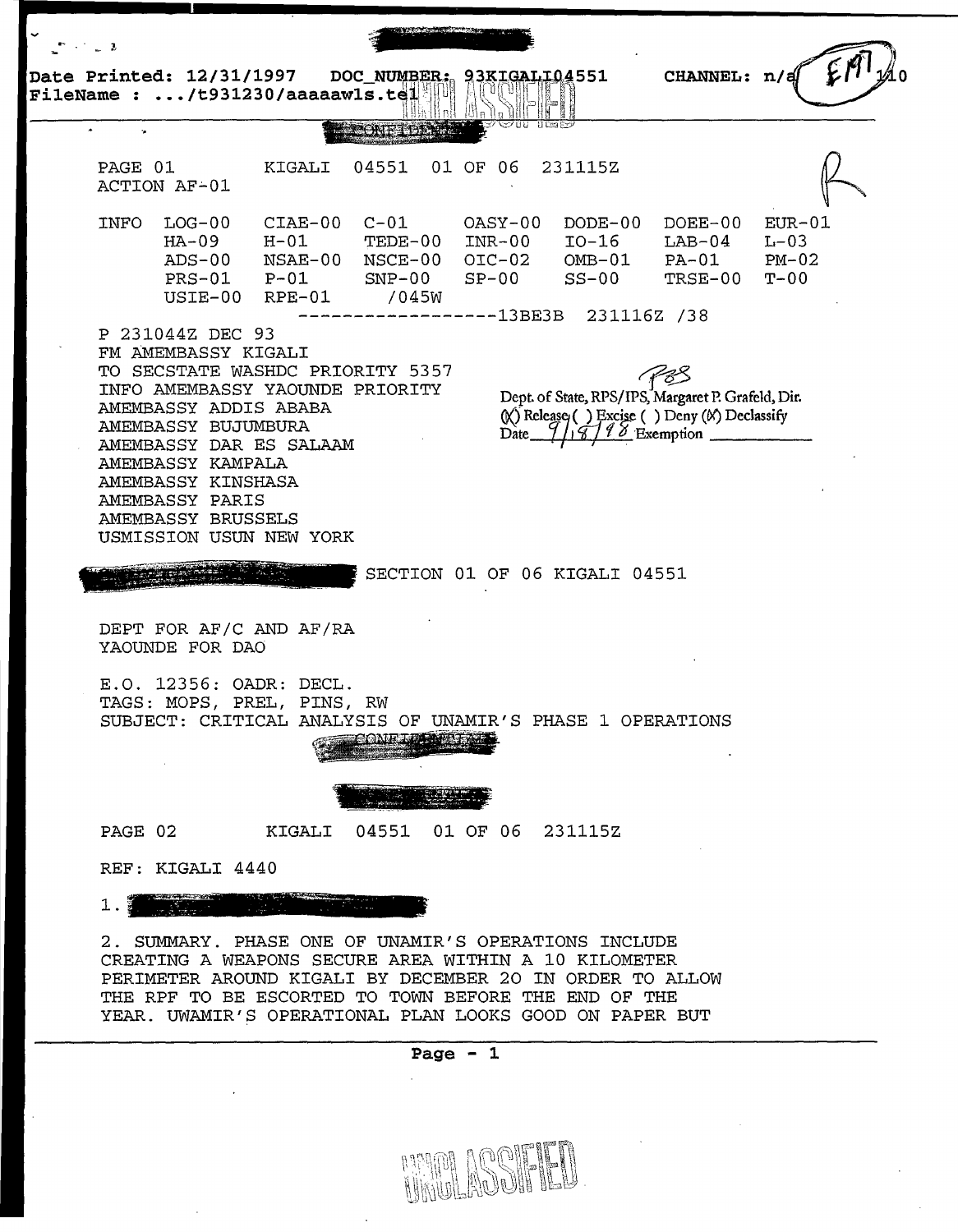Date Printed: 12/31/1997 DOC_NUMBER: 93KIGALI04551 CHANNEL: n/a
FileName : .../t931230/aaaaawls.tel

PAGE 01 KIGALI 04551 01 OF 06 231115Z
ACTION AF-01

| INFO | LOG-00 | CIAE-00 | C-01 | OASY-00 | DODE-00 | DOEE-00 | EUR-01 |
|---|---|---|---|---|---|---|---|
| | HA-09 | H-01 | TEDE-00 | INR-00 | IO-16 | LAB-04 | L-03 |
| | ADS-00 | NSAE-00 | NSCE-00 | OIC-02 | OMB-01 | PA-01 | PM-02 |
| | PRS-01 | P-01 | SNP-00 | SP-00 | SS-00 | TRSE-00 | T-00 |
| | USIE-00 | RPE-01 | /045W | | | | |

------------------13BE3B 231116Z /38

P 231044Z DEC 93
FM AMEMBASSY KIGALI
TO SECSTATE WASHDC PRIORITY 5357
INFO AMEMBASSY YAOUNDE PRIORITY
AMEMBASSY ADDIS ABABA
AMEMBASSY BUJUMBURA
AMEMBASSY DAR ES SALAAM
AMEMBASSY KAMPALA
AMEMBASSY KINSHASA
AMEMBASSY PARIS
AMEMBASSY BRUSSELS
USMISSION USUN NEW YORK

Dept. of State, RPS/IPS, Margaret P. Grafeld, Dir.
(X) Release ( ) Excise ( ) Deny (X) Declassify
Date 9/18/98 Exemption

SECTION 01 OF 06 KIGALI 04551

DEPT FOR AF/C AND AF/RA
YAOUNDE FOR DAO

E.O. 12356: OADR: DECL.
TAGS: MOPS, PREL, PINS, RW
SUBJECT: CRITICAL ANALYSIS OF UNAMIR'S PHASE 1 OPERATIONS

PAGE 02 KIGALI 04551 01 OF 06 231115Z

REF: KIGALI 4440

1.

2. SUMMARY. PHASE ONE OF UNAMIR'S OPERATIONS INCLUDE CREATING A WEAPONS SECURE AREA WITHIN A 10 KILOMETER PERIMETER AROUND KIGALI BY DECEMBER 20 IN ORDER TO ALLOW THE RPF TO BE ESCORTED TO TOWN BEFORE THE END OF THE YEAR. UWAMIR'S OPERATIONAL PLAN LOOKS GOOD ON PAPER BUT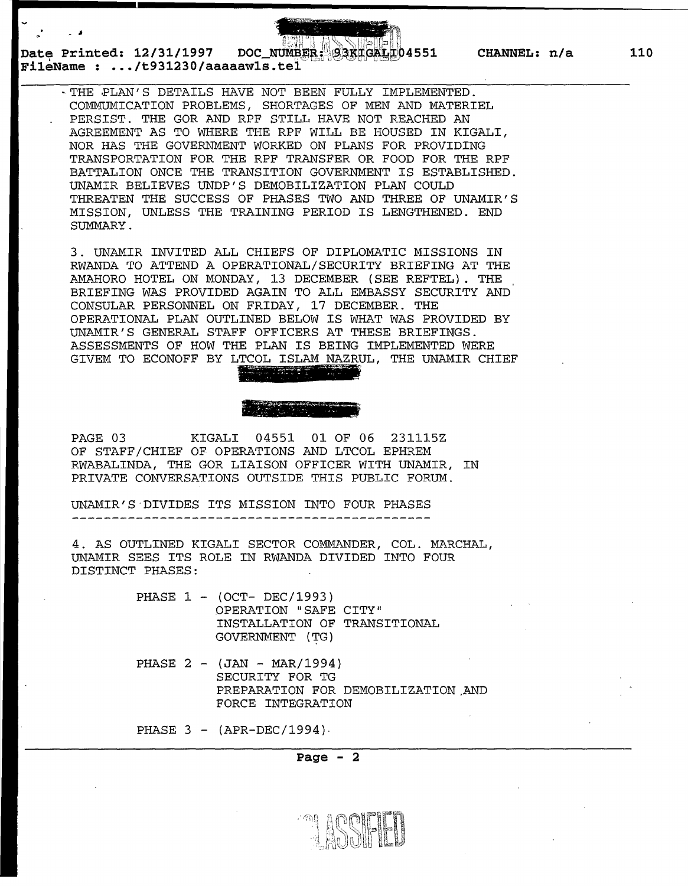THE PLAN'S DETAILS HAVE NOT BEEN FULLY IMPLEMENTED. COMMUMICATION PROBLEMS, SHORTAGES OF MEN AND MATERIEL PERSIST. THE GOR AND RPF STILL HAVE NOT REACHED AN AGREEMENT AS TO WHERE THE RPF WILL BE HOUSED IN KIGALI, NOR HAS THE GOVERNMENT WORKED ON PLANS FOR PROVIDING TRANSPORTATION FOR THE RPF TRANSFER OR FOOD FOR THE RPF BATTALION ONCE THE TRANSITION GOVERNMENT IS ESTABLISHED. UNAMIR BELIEVES UNDP'S DEMOBILIZATION PLAN COULD THREATEN THE SUCCESS OF PHASES TWO AND THREE OF UNAMIR'S MISSION, UNLESS THE TRAINING PERIOD IS LENGTHENED. END SUMMARY.

3. UNAMIR INVITED ALL CHIEFS OF DIPLOMATIC MISSIONS IN RWANDA TO ATTEND A OPERATIONAL/SECURITY BRIEFING AT THE AMAHORO HOTEL ON MONDAY, 13 DECEMBER (SEE REFTEL). THE BRIEFING WAS PROVIDED AGAIN TO ALL EMBASSY SECURITY AND CONSULAR PERSONNEL ON FRIDAY, 17 DECEMBER. THE OPERATIONAL PLAN OUTLINED BELOW IS WHAT WAS PROVIDED BY UNAMIR'S GENERAL STAFF OFFICERS AT THESE BRIEFINGS. ASSESSMENTS OF HOW THE PLAN IS BEING IMPLEMENTED WERE GIVEM TO ECONOFF BY LTCOL ISLAM NAZRUL, THE UNAMIR CHIEF

PAGE 03 KIGALI 04551 01 OF 06 231115Z

OF STAFF/CHIEF OF OPERATIONS AND LTCOL EPHREM RWABALINDA, THE GOR LIAISON OFFICER WITH UNAMIR, IN PRIVATE CONVERSATIONS OUTSIDE THIS PUBLIC FORUM.

UNAMIR'S DIVIDES ITS MISSION INTO FOUR PHASES

---

4. AS OUTLINED KIGALI SECTOR COMMANDER, COL. MARCHAL, UNAMIR SEES ITS ROLE IN RWANDA DIVIDED INTO FOUR DISTINCT PHASES:

PHASE 1 - (OCT- DEC/1993)
OPERATION "SAFE CITY"
INSTALLATION OF TRANSITIONAL GOVERNMENT (TG)

PHASE 2 - (JAN - MAR/1994)
SECURITY FOR TG
PREPARATION FOR DEMOBILIZATION AND FORCE INTEGRATION

PHASE 3 - (APR-DEC/1994)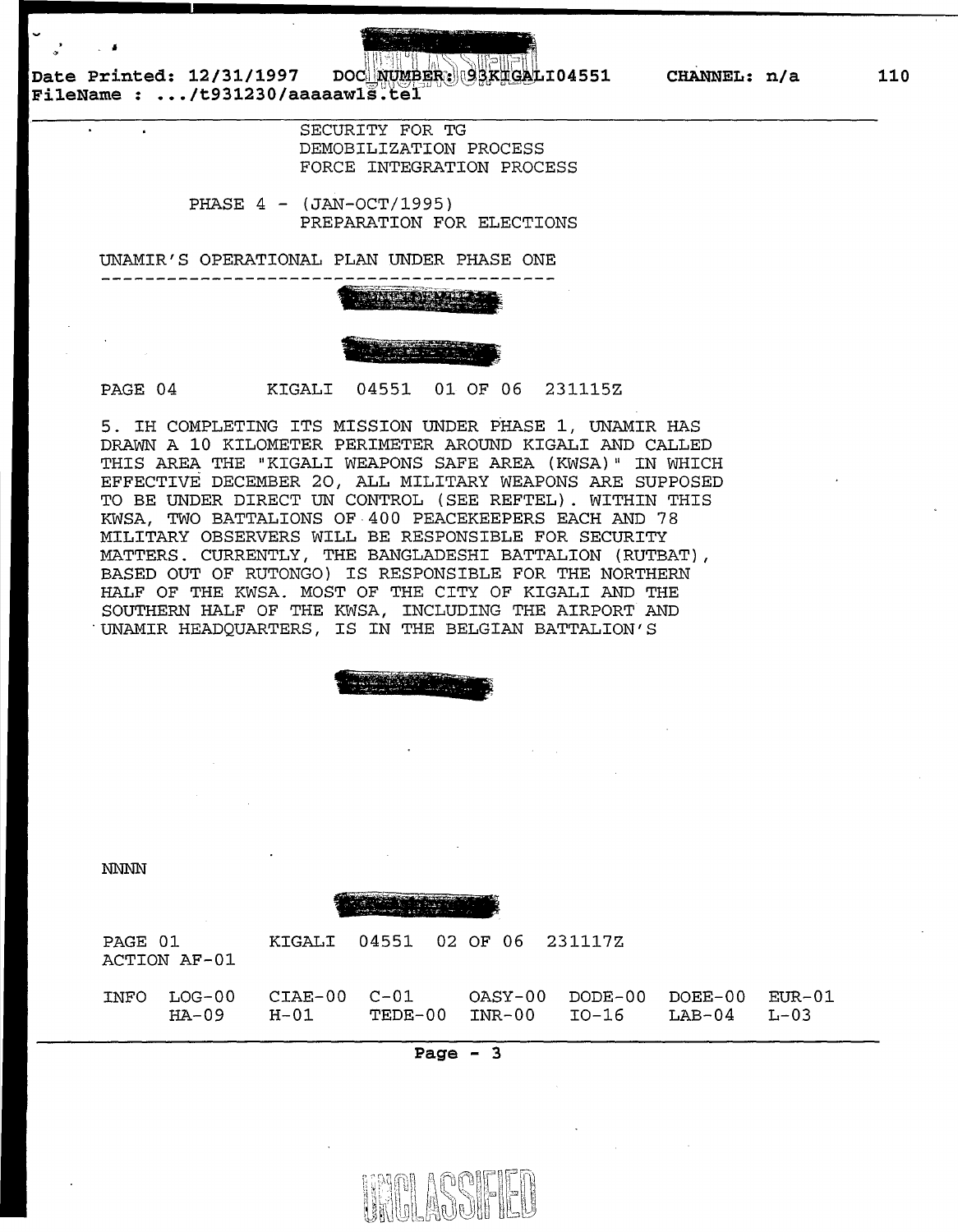SECURITY FOR TG
DEMOBILIZATION PROCESS
FORCE INTEGRATION PROCESS

PHASE 4 - (JAN-OCT/1995)
PREPARATION FOR ELECTIONS

UNAMIR'S OPERATIONAL PLAN UNDER PHASE ONE
-----------------------------------------

PAGE 04 KIGALI 04551 01 OF 06 231115Z

5. IH COMPLETING ITS MISSION UNDER PHASE 1, UNAMIR HAS DRAWN A 10 KILOMETER PERIMETER AROUND KIGALI AND CALLED THIS AREA THE "KIGALI WEAPONS SAFE AREA (KWSA)" IN WHICH EFFECTIVE DECEMBER 20, ALL MILITARY WEAPONS ARE SUPPOSED TO BE UNDER DIRECT UN CONTROL (SEE REFTEL). WITHIN THIS KWSA, TWO BATTALIONS OF 400 PEACEKEEPERS EACH AND 78 MILITARY OBSERVERS WILL BE RESPONSIBLE FOR SECURITY MATTERS. CURRENTLY, THE BANGLADESHI BATTALION (RUTBAT), BASED OUT OF RUTONGO) IS RESPONSIBLE FOR THE NORTHERN HALF OF THE KWSA. MOST OF THE CITY OF KIGALI AND THE SOUTHERN HALF OF THE KWSA, INCLUDING THE AIRPORT AND UNAMIR HEADQUARTERS, IS IN THE BELGIAN BATTALION'S

NNNN

PAGE 01 KIGALI 04551 02 OF 06 231117Z
ACTION AF-01

| INFO | LOG-00 | CIAE-00 | C-01 | OASY-00 | DODE-00 | DOEE-00 | EUR-01 |
|---|---|---|---|---|---|---|---|
| | HA-09 | H-01 | TEDE-00 | INR-00 | IO-16 | LAB-04 | L-03 |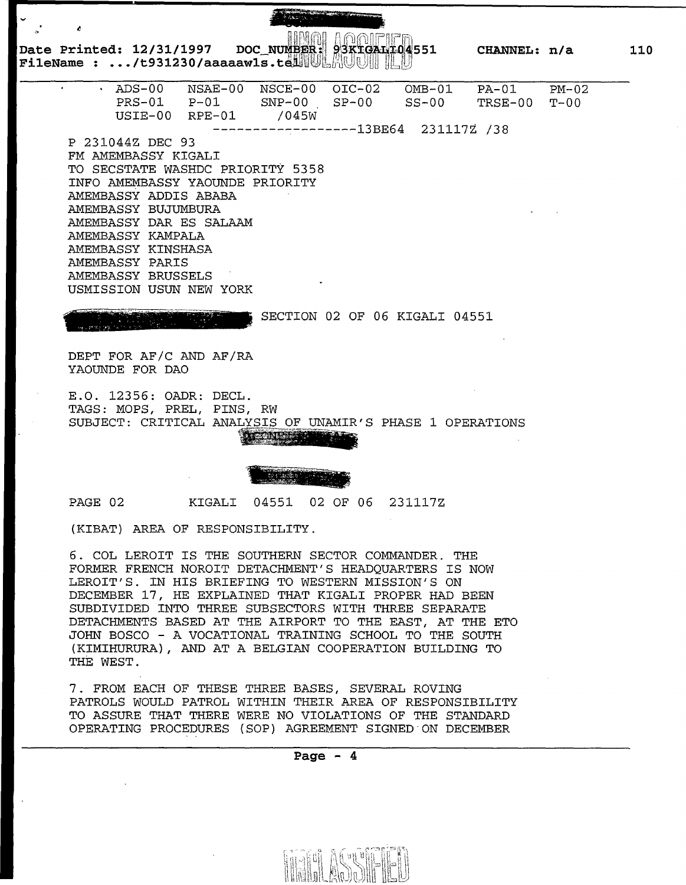Date Printed: 12/31/1997 DOC_NUMBER: 93KIGALI04551 CHANNEL: n/a 110
FileName : .../t931230/aaaaawls.tel

ADS-00 NSAE-00 NSCE-00 OIC-02 OMB-01 PA-01 PM-02
PRS-01 P-01 SNP-00 SP-00 SS-00 TRSE-00 T-00
USIE-00 RPE-01 /045W
------------------13BE64 231117Z /38

P 231044Z DEC 93
FM AMEMBASSY KIGALI
TO SECSTATE WASHDC PRIORITY 5358
INFO AMEMBASSY YAOUNDE PRIORITY
AMEMBASSY ADDIS ABABA
AMEMBASSY BUJUMBURA
AMEMBASSY DAR ES SALAAM
AMEMBASSY KAMPALA
AMEMBASSY KINSHASA
AMEMBASSY PARIS
AMEMBASSY BRUSSELS
USMISSION USUN NEW YORK

SECTION 02 OF 06 KIGALI 04551

DEPT FOR AF/C AND AF/RA
YAOUNDE FOR DAO

E.O. 12356: OADR: DECL.
TAGS: MOPS, PREL, PINS, RW
SUBJECT: CRITICAL ANALYSIS OF UNAMIR'S PHASE 1 OPERATIONS

PAGE 02 KIGALI 04551 02 OF 06 231117Z

(KIBAT) AREA OF RESPONSIBILITY.

6. COL LEROIT IS THE SOUTHERN SECTOR COMMANDER. THE FORMER FRENCH NOROIT DETACHMENT'S HEADQUARTERS IS NOW LEROIT'S. IN HIS BRIEFING TO WESTERN MISSION'S ON DECEMBER 17, HE EXPLAINED THAT KIGALI PROPER HAD BEEN SUBDIVIDED INTO THREE SUBSECTORS WITH THREE SEPARATE DETACHMENTS BASED AT THE AIRPORT TO THE EAST, AT THE ETO JOHN BOSCO - A VOCATIONAL TRAINING SCHOOL TO THE SOUTH (KIMIHURURA), AND AT A BELGIAN COOPERATION BUILDING TO THE WEST.

7. FROM EACH OF THESE THREE BASES, SEVERAL ROVING PATROLS WOULD PATROL WITHIN THEIR AREA OF RESPONSIBILITY TO ASSURE THAT THERE WERE NO VIOLATIONS OF THE STANDARD OPERATING PROCEDURES (SOP) AGREEMENT SIGNED ON DECEMBER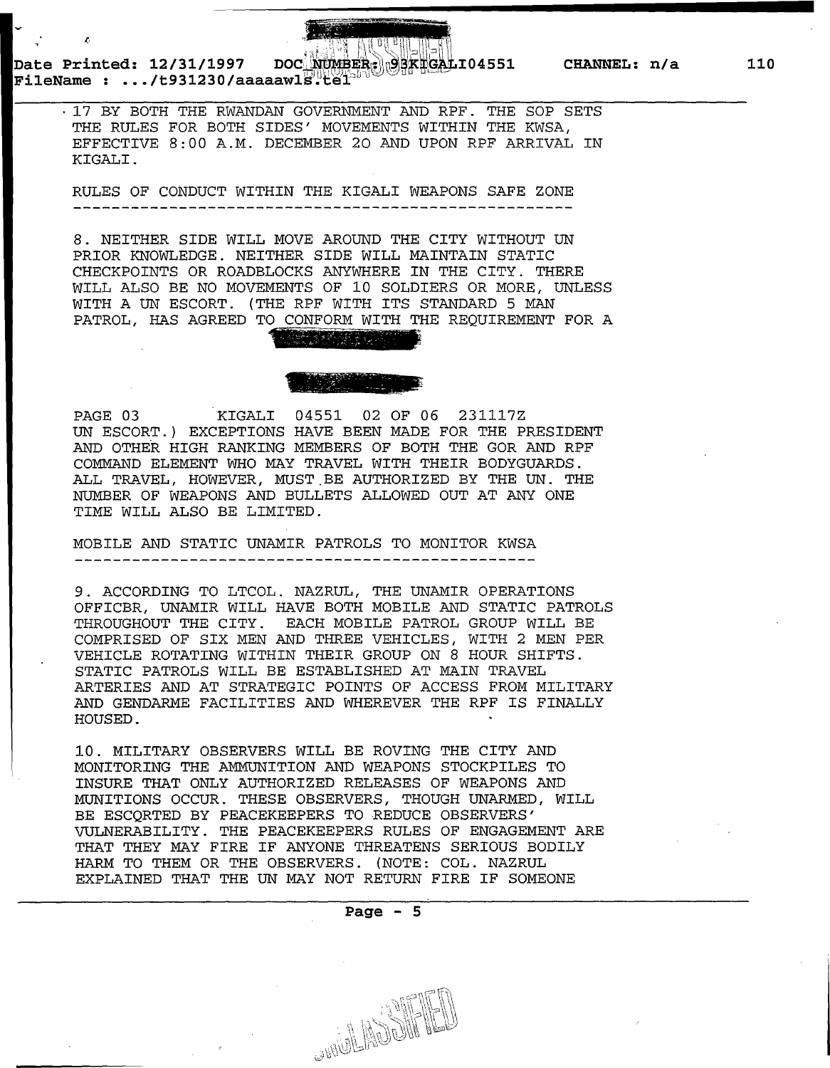17 BY BOTH THE RWANDAN GOVERNMENT AND RPF. THE SOP SETS THE RULES FOR BOTH SIDES' MOVEMENTS WITHIN THE KWSA, EFFECTIVE 8:00 A.M. DECEMBER 20 AND UPON RPF ARRIVAL IN KIGALI.

RULES OF CONDUCT WITHIN THE KIGALI WEAPONS SAFE ZONE

8. NEITHER SIDE WILL MOVE AROUND THE CITY WITHOUT UN PRIOR KNOWLEDGE. NEITHER SIDE WILL MAINTAIN STATIC CHECKPOINTS OR ROADBLOCKS ANYWHERE IN THE CITY. THERE WILL ALSO BE NO MOVEMENTS OF 10 SOLDIERS OR MORE, UNLESS WITH A UN ESCORT. (THE RPF WITH ITS STANDARD 5 MAN PATROL, HAS AGREED TO CONFORM WITH THE REQUIREMENT FOR A

PAGE 03 KIGALI 04551 02 OF 06 231117Z

UN ESCORT.) EXCEPTIONS HAVE BEEN MADE FOR THE PRESIDENT AND OTHER HIGH RANKING MEMBERS OF BOTH THE GOR AND RPF COMMAND ELEMENT WHO MAY TRAVEL WITH THEIR BODYGUARDS. ALL TRAVEL, HOWEVER, MUST BE AUTHORIZED BY THE UN. THE NUMBER OF WEAPONS AND BULLETS ALLOWED OUT AT ANY ONE TIME WILL ALSO BE LIMITED.

MOBILE AND STATIC UNAMIR PATROLS TO MONITOR KWSA

9. ACCORDING TO LTCOL. NAZRUL, THE UNAMIR OPERATIONS OFFICBR, UNAMIR WILL HAVE BOTH MOBILE AND STATIC PATROLS THROUGHOUT THE CITY. EACH MOBILE PATROL GROUP WILL BE COMPRISED OF SIX MEN AND THREE VEHICLES, WITH 2 MEN PER VEHICLE ROTATING WITHIN THEIR GROUP ON 8 HOUR SHIFTS. STATIC PATROLS WILL BE ESTABLISHED AT MAIN TRAVEL ARTERIES AND AT STRATEGIC POINTS OF ACCESS FROM MILITARY AND GENDARME FACILITIES AND WHEREVER THE RPF IS FINALLY HOUSED.

10. MILITARY OBSERVERS WILL BE ROVING THE CITY AND MONITORING THE AMMUNITION AND WEAPONS STOCKPILES TO INSURE THAT ONLY AUTHORIZED RELEASES OF WEAPONS AND MUNITIONS OCCUR. THESE OBSERVERS, THOUGH UNARMED, WILL BE ESCORTED BY PEACEKEEPERS TO REDUCE OBSERVERS' VULNERABILITY. THE PEACEKEEPERS RULES OF ENGAGEMENT ARE THAT THEY MAY FIRE IF ANYONE THREATENS SERIOUS BODILY HARM TO THEM OR THE OBSERVERS. (NOTE: COL. NAZRUL EXPLAINED THAT THE UN MAY NOT RETURN FIRE IF SOMEONE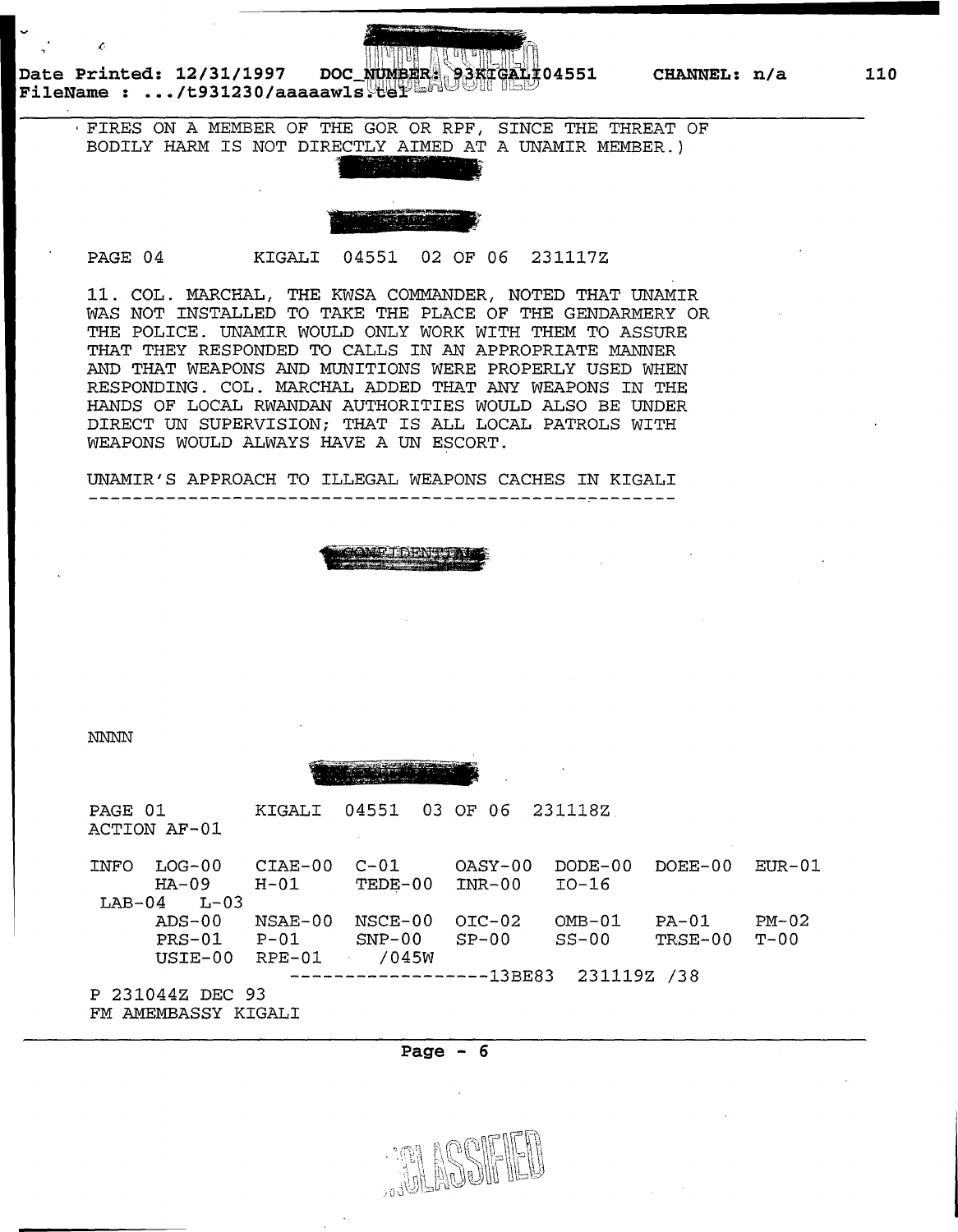FIRES ON A MEMBER OF THE GOR OR RPF, SINCE THE THREAT OF BODILY HARM IS NOT DIRECTLY AIMED AT A UNAMIR MEMBER.)

PAGE 04 KIGALI 04551 02 OF 06 231117Z

11. COL. MARCHAL, THE KWSA COMMANDER, NOTED THAT UNAMIR WAS NOT INSTALLED TO TAKE THE PLACE OF THE GENDARMERY OR THE POLICE. UNAMIR WOULD ONLY WORK WITH THEM TO ASSURE THAT THEY RESPONDED TO CALLS IN AN APPROPRIATE MANNER AND THAT WEAPONS AND MUNITIONS WERE PROPERLY USED WHEN RESPONDING. COL. MARCHAL ADDED THAT ANY WEAPONS IN THE HANDS OF LOCAL RWANDAN AUTHORITIES WOULD ALSO BE UNDER DIRECT UN SUPERVISION; THAT IS ALL LOCAL PATROLS WITH WEAPONS WOULD ALWAYS HAVE A UN ESCORT.

UNAMIR'S APPROACH TO ILLEGAL WEAPONS CACHES IN KIGALI
--------------------------------------------------

CONFIDENTIAL

NNNN

PAGE 01 KIGALI 04551 03 OF 06 231118Z
ACTION AF-01

```
INFO  LOG-00   CIAE-00  C-01     OASY-00  DODE-00  DOEE-00  EUR-01
      HA-09    H-01     TEDE-00  INR-00   IO-16
 LAB-04  L-03
      ADS-00   NSAE-00  NSCE-00  OIC-02   OMB-01   PA-01    PM-02
      PRS-01   P-01     SNP-00   SP-00    SS-00    TRSE-00  T-00
      USIE-00  RPE-01     /045W
                    ------------------13BE83  231119Z /38
```

P 231044Z DEC 93
FM AMEMBASSY KIGALI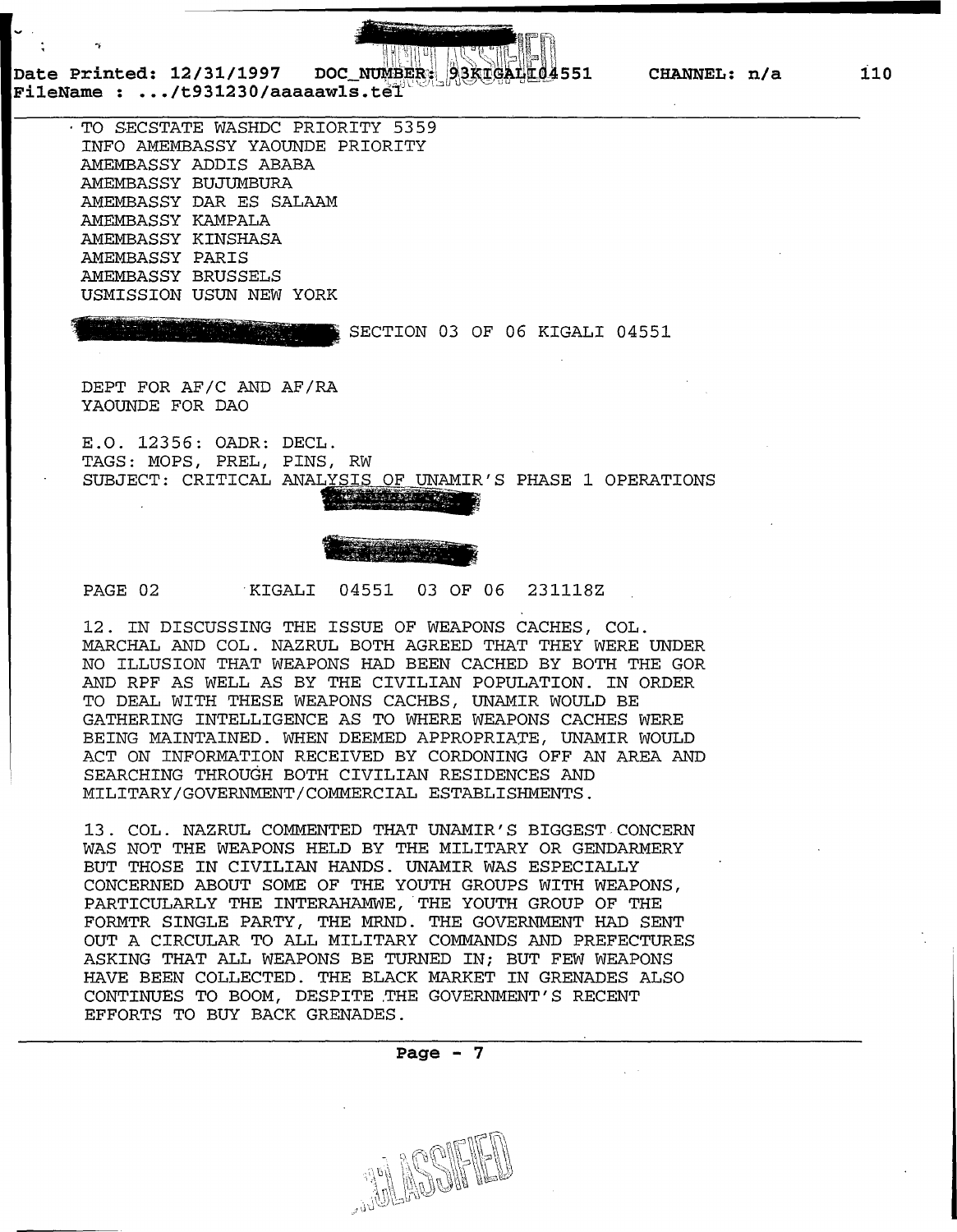TO SECSTATE WASHDC PRIORITY 5359
INFO AMEMBASSY YAOUNDE PRIORITY
AMEMBASSY ADDIS ABABA
AMEMBASSY BUJUMBURA
AMEMBASSY DAR ES SALAAM
AMEMBASSY KAMPALA
AMEMBASSY KINSHASA
AMEMBASSY PARIS
AMEMBASSY BRUSSELS
USMISSION USUN NEW YORK

SECTION 03 OF 06 KIGALI 04551

DEPT FOR AF/C AND AF/RA
YAOUNDE FOR DAO

E.O. 12356: OADR: DECL.
TAGS: MOPS, PREL, PINS, RW
SUBJECT: CRITICAL ANALYSIS OF UNAMIR'S PHASE 1 OPERATIONS

PAGE 02 KIGALI 04551 03 OF 06 231118Z

12. IN DISCUSSING THE ISSUE OF WEAPONS CACHES, COL. MARCHAL AND COL. NAZRUL BOTH AGREED THAT THEY WERE UNDER NO ILLUSION THAT WEAPONS HAD BEEN CACHED BY BOTH THE GOR AND RPF AS WELL AS BY THE CIVILIAN POPULATION. IN ORDER TO DEAL WITH THESE WEAPONS CACHBS, UNAMIR WOULD BE GATHERING INTELLIGENCE AS TO WHERE WEAPONS CACHES WERE BEING MAINTAINED. WHEN DEEMED APPROPRIATE, UNAMIR WOULD ACT ON INFORMATION RECEIVED BY CORDONING OFF AN AREA AND SEARCHING THROUGH BOTH CIVILIAN RESIDENCES AND MILITARY/GOVERNMENT/COMMERCIAL ESTABLISHMENTS.

13. COL. NAZRUL COMMENTED THAT UNAMIR'S BIGGEST CONCERN WAS NOT THE WEAPONS HELD BY THE MILITARY OR GENDARMERY BUT THOSE IN CIVILIAN HANDS. UNAMIR WAS ESPECIALLY CONCERNED ABOUT SOME OF THE YOUTH GROUPS WITH WEAPONS, PARTICULARLY THE INTERAHAMWE, THE YOUTH GROUP OF THE FORMTR SINGLE PARTY, THE MRND. THE GOVERNMENT HAD SENT OUT A CIRCULAR TO ALL MILITARY COMMANDS AND PREFECTURES ASKING THAT ALL WEAPONS BE TURNED IN; BUT FEW WEAPONS HAVE BEEN COLLECTED. THE BLACK MARKET IN GRENADES ALSO CONTINUES TO BOOM, DESPITE THE GOVERNMENT'S RECENT EFFORTS TO BUY BACK GRENADES.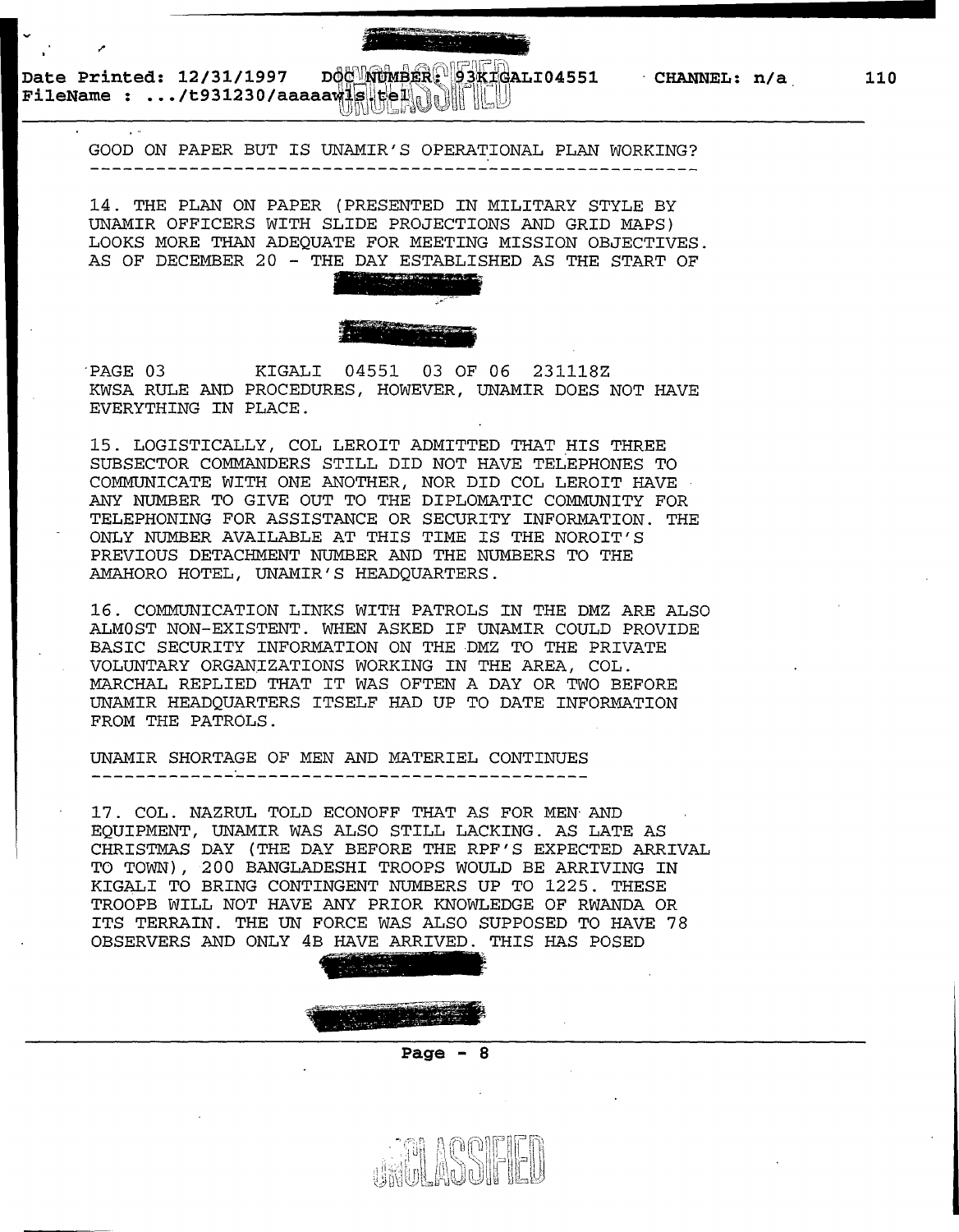GOOD ON PAPER BUT IS UNAMIR'S OPERATIONAL PLAN WORKING?

14. THE PLAN ON PAPER (PRESENTED IN MILITARY STYLE BY UNAMIR OFFICERS WITH SLIDE PROJECTIONS AND GRID MAPS) LOOKS MORE THAN ADEQUATE FOR MEETING MISSION OBJECTIVES. AS OF DECEMBER 20 - THE DAY ESTABLISHED AS THE START OF

PAGE 03 KIGALI 04551 03 OF 06 231118Z

KWSA RULE AND PROCEDURES, HOWEVER, UNAMIR DOES NOT HAVE EVERYTHING IN PLACE.

15. LOGISTICALLY, COL LEROIT ADMITTED THAT HIS THREE SUBSECTOR COMMANDERS STILL DID NOT HAVE TELEPHONES TO COMMUNICATE WITH ONE ANOTHER, NOR DID COL LEROIT HAVE ANY NUMBER TO GIVE OUT TO THE DIPLOMATIC COMMUNITY FOR TELEPHONING FOR ASSISTANCE OR SECURITY INFORMATION. THE ONLY NUMBER AVAILABLE AT THIS TIME IS THE NOROIT'S PREVIOUS DETACHMENT NUMBER AND THE NUMBERS TO THE AMAHORO HOTEL, UNAMIR'S HEADQUARTERS.

16. COMMUNICATION LINKS WITH PATROLS IN THE DMZ ARE ALSO ALMOST NON-EXISTENT. WHEN ASKED IF UNAMIR COULD PROVIDE BASIC SECURITY INFORMATION ON THE DMZ TO THE PRIVATE VOLUNTARY ORGANIZATIONS WORKING IN THE AREA, COL. MARCHAL REPLIED THAT IT WAS OFTEN A DAY OR TWO BEFORE UNAMIR HEADQUARTERS ITSELF HAD UP TO DATE INFORMATION FROM THE PATROLS.

UNAMIR SHORTAGE OF MEN AND MATERIEL CONTINUES

17. COL. NAZRUL TOLD ECONOFF THAT AS FOR MEN AND EQUIPMENT, UNAMIR WAS ALSO STILL LACKING. AS LATE AS CHRISTMAS DAY (THE DAY BEFORE THE RPF'S EXPECTED ARRIVAL TO TOWN), 200 BANGLADESHI TROOPS WOULD BE ARRIVING IN KIGALI TO BRING CONTINGENT NUMBERS UP TO 1225. THESE TROOPB WILL NOT HAVE ANY PRIOR KNOWLEDGE OF RWANDA OR ITS TERRAIN. THE UN FORCE WAS ALSO SUPPOSED TO HAVE 78 OBSERVERS AND ONLY 4B HAVE ARRIVED. THIS HAS POSED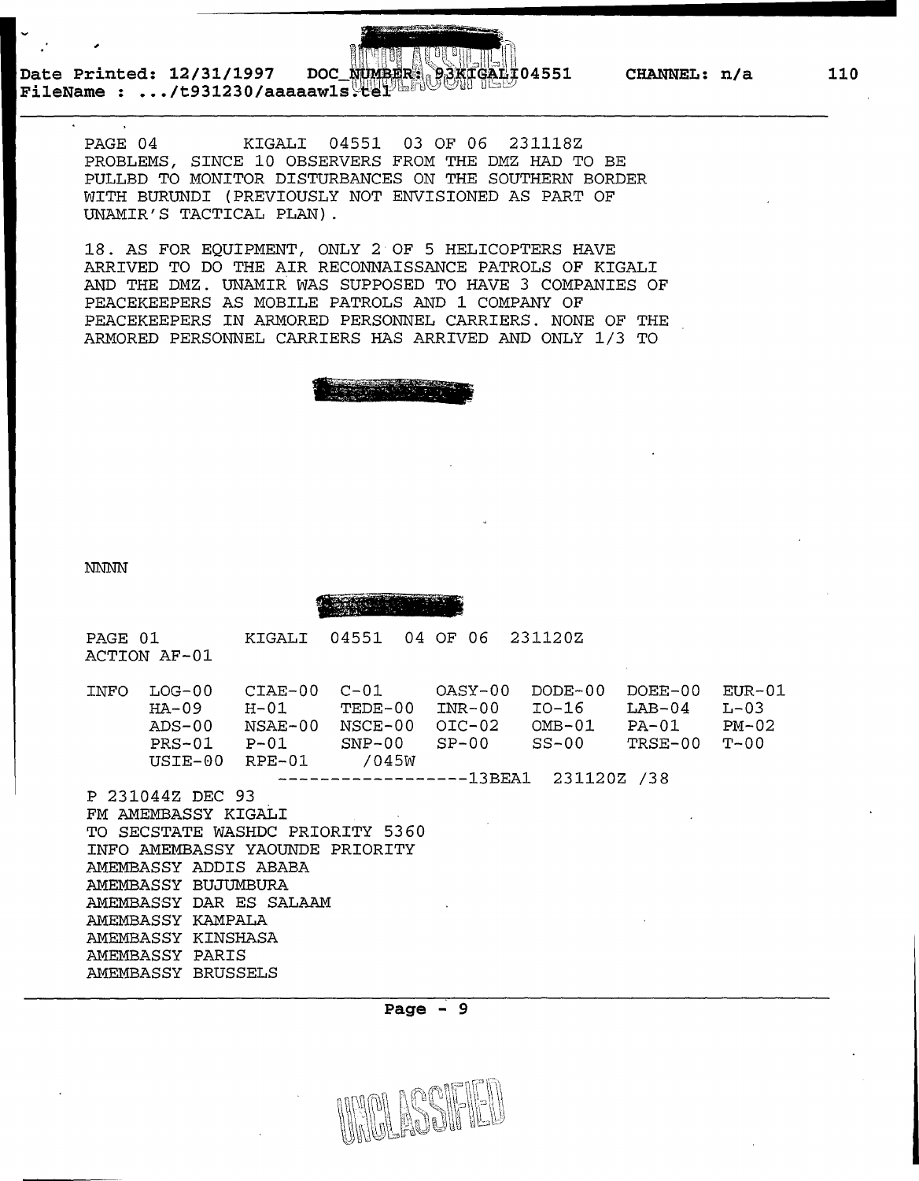PAGE 04 KIGALI 04551 03 OF 06 231118Z
PROBLEMS, SINCE 10 OBSERVERS FROM THE DMZ HAD TO BE PULLBD TO MONITOR DISTURBANCES ON THE SOUTHERN BORDER WITH BURUNDI (PREVIOUSLY NOT ENVISIONED AS PART OF UNAMIR'S TACTICAL PLAN).

18. AS FOR EQUIPMENT, ONLY 2 OF 5 HELICOPTERS HAVE ARRIVED TO DO THE AIR RECONNAISSANCE PATROLS OF KIGALI AND THE DMZ. UNAMIR WAS SUPPOSED TO HAVE 3 COMPANIES OF PEACEKEEPERS AS MOBILE PATROLS AND 1 COMPANY OF PEACEKEEPERS IN ARMORED PERSONNEL CARRIERS. NONE OF THE ARMORED PERSONNEL CARRIERS HAS ARRIVED AND ONLY 1/3 TO

NNNN

PAGE 01 KIGALI 04551 04 OF 06 231120Z
ACTION AF-01

```
INFO  LOG-00   CIAE-00  C-01     OASY-00  DODE-00  DOEE-00  EUR-01
      HA-09    H-01     TEDE-00  INR-00   IO-16    LAB-04   L-03
      ADS-00   NSAE-00  NSCE-00  OIC-02   OMB-01   PA-01    PM-02
      PRS-01   P-01     SNP-00   SP-00    SS-00    TRSE-00  T-00
      USIE-00  RPE-01     /045W
                   ------------------13BEA1  231120Z /38
```

P 231044Z DEC 93
FM AMEMBASSY KIGALI
TO SECSTATE WASHDC PRIORITY 5360
INFO AMEMBASSY YAOUNDE PRIORITY
AMEMBASSY ADDIS ABABA
AMEMBASSY BUJUMBURA
AMEMBASSY DAR ES SALAAM
AMEMBASSY KAMPALA
AMEMBASSY KINSHASA
AMEMBASSY PARIS
AMEMBASSY BRUSSELS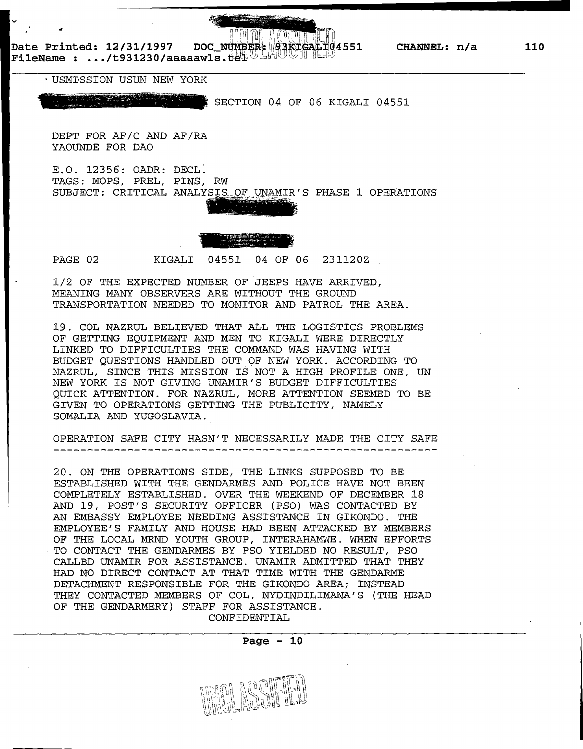USMISSION USUN NEW YORK

SECTION 04 OF 06 KIGALI 04551

DEPT FOR AF/C AND AF/RA
YAOUNDE FOR DAO

E.O. 12356: OADR: DECL.
TAGS: MOPS, PREL, PINS, RW
SUBJECT: CRITICAL ANALYSIS OF UNAMIR'S PHASE 1 OPERATIONS

PAGE 02 KIGALI 04551 04 OF 06 231120Z

1/2 OF THE EXPECTED NUMBER OF JEEPS HAVE ARRIVED, MEANING MANY OBSERVERS ARE WITHOUT THE GROUND TRANSPORTATION NEEDED TO MONITOR AND PATROL THE AREA.

19. COL NAZRUL BELIEVED THAT ALL THE LOGISTICS PROBLEMS OF GETTING EQUIPMENT AND MEN TO KIGALI WERE DIRECTLY LINKED TO DIFFICULTIES THE COMMAND WAS HAVING WITH BUDGET QUESTIONS HANDLED OUT OF NEW YORK. ACCORDING TO NAZRUL, SINCE THIS MISSION IS NOT A HIGH PROFILE ONE, UN NEW YORK IS NOT GIVING UNAMIR'S BUDGET DIFFICULTIES QUICK ATTENTION. FOR NAZRUL, MORE ATTENTION SEEMED TO BE GIVEN TO OPERATIONS GETTING THE PUBLICITY, NAMELY SOMALIA AND YUGOSLAVIA.

OPERATION SAFE CITY HASN'T NECESSARILY MADE THE CITY SAFE
---------------------------------------------------------

20. ON THE OPERATIONS SIDE, THE LINKS SUPPOSED TO BE ESTABLISHED WITH THE GENDARMES AND POLICE HAVE NOT BEEN COMPLETELY ESTABLISHED. OVER THE WEEKEND OF DECEMBER 18 AND 19, POST'S SECURITY OFFICER (PSO) WAS CONTACTED BY AN EMBASSY EMPLOYEE NEEDING ASSISTANCE IN GIKONDO. THE EMPLOYEE'S FAMILY AND HOUSE HAD BEEN ATTACKED BY MEMBERS OF THE LOCAL MRND YOUTH GROUP, INTERAHAMWE. WHEN EFFORTS TO CONTACT THE GENDARMES BY PSO YIELDED NO RESULT, PSO CALLBD UNAMIR FOR ASSISTANCE. UNAMIR ADMITTED THAT THEY HAD NO DIRECT CONTACT AT THAT TIME WITH THE GENDARME DETACHMENT RESPONSIBLE FOR THE GIKONDO AREA; INSTEAD THEY CONTACTED MEMBERS OF COL. NYDINDILIMANA'S (THE HEAD OF THE GENDARMERY) STAFF FOR ASSISTANCE.

CONFIDENTIAL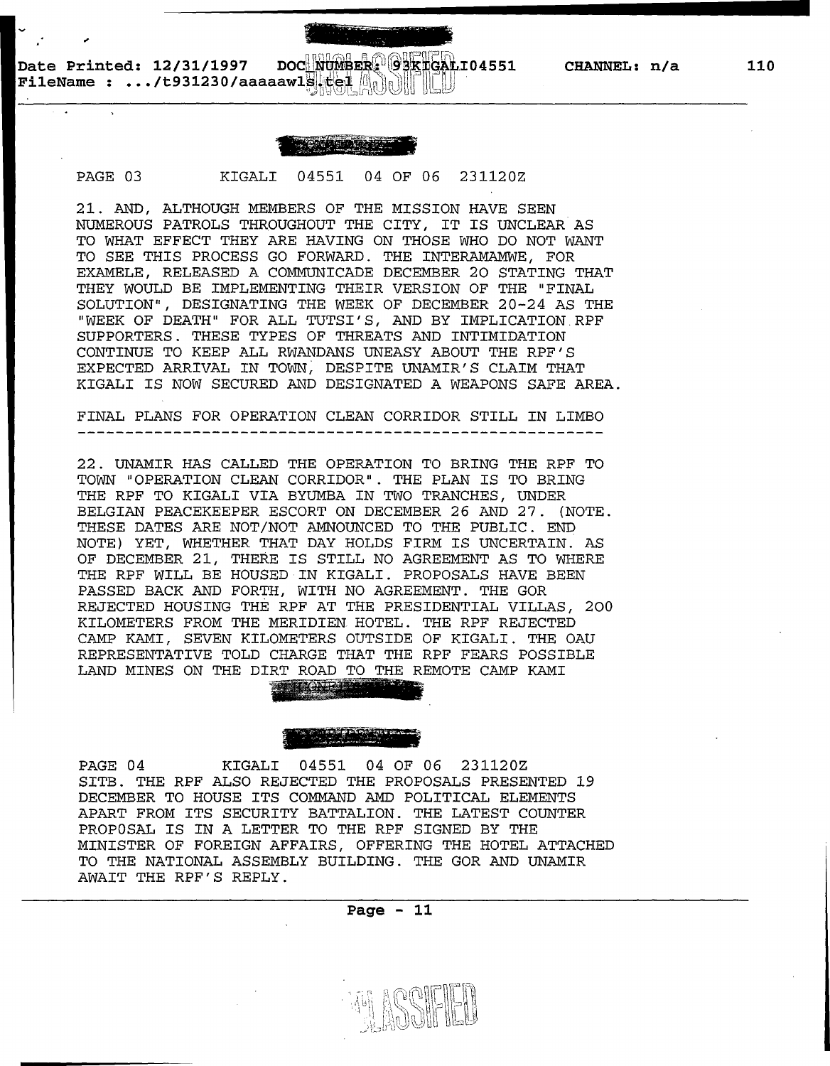PAGE 03 KIGALI 04551 04 OF 06 231120Z

21. AND, ALTHOUGH MEMBERS OF THE MISSION HAVE SEEN NUMEROUS PATROLS THROUGHOUT THE CITY, IT IS UNCLEAR AS TO WHAT EFFECT THEY ARE HAVING ON THOSE WHO DO NOT WANT TO SEE THIS PROCESS GO FORWARD. THE INTERAMAMWE, FOR EXAMELE, RELEASED A COMMUNICADE DECEMBER 20 STATING THAT THEY WOULD BE IMPLEMENTING THEIR VERSION OF THE "FINAL SOLUTION", DESIGNATING THE WEEK OF DECEMBER 20-24 AS THE "WEEK OF DEATH" FOR ALL TUTSI'S, AND BY IMPLICATION RPF SUPPORTERS. THESE TYPES OF THREATS AND INTIMIDATION CONTINUE TO KEEP ALL RWANDANS UNEASY ABOUT THE RPF'S EXPECTED ARRIVAL IN TOWN, DESPITE UNAMIR'S CLAIM THAT KIGALI IS NOW SECURED AND DESIGNATED A WEAPONS SAFE AREA.

FINAL PLANS FOR OPERATION CLEAN CORRIDOR STILL IN LIMBO
---------------------------------------------------------

22. UNAMIR HAS CALLED THE OPERATION TO BRING THE RPF TO TOWN "OPERATION CLEAN CORRIDOR". THE PLAN IS TO BRING THE RPF TO KIGALI VIA BYUMBA IN TWO TRANCHES, UNDER BELGIAN PEACEKEEPER ESCORT ON DECEMBER 26 AND 27. (NOTE. THESE DATES ARE NOT/NOT AMNOUNCED TO THE PUBLIC. END NOTE) YET, WHETHER THAT DAY HOLDS FIRM IS UNCERTAIN. AS OF DECEMBER 21, THERE IS STILL NO AGREEMENT AS TO WHERE THE RPF WILL BE HOUSED IN KIGALI. PROPOSALS HAVE BEEN PASSED BACK AND FORTH, WITH NO AGREEMENT. THE GOR REJECTED HOUSING THE RPF AT THE PRESIDENTIAL VILLAS, 200 KILOMETERS FROM THE MERIDIEN HOTEL. THE RPF REJECTED CAMP KAMI, SEVEN KILOMETERS OUTSIDE OF KIGALI. THE OAU REPRESENTATIVE TOLD CHARGE THAT THE RPF FEARS POSSIBLE LAND MINES ON THE DIRT ROAD TO THE REMOTE CAMP KAMI

PAGE 04 KIGALI 04551 04 OF 06 231120Z

SITB. THE RPF ALSO REJECTED THE PROPOSALS PRESENTED 19 DECEMBER TO HOUSE ITS COMMAND AMD POLITICAL ELEMENTS APART FROM ITS SECURITY BATTALION. THE LATEST COUNTER PROPOSAL IS IN A LETTER TO THE RPF SIGNED BY THE MINISTER OF FOREIGN AFFAIRS, OFFERING THE HOTEL ATTACHED TO THE NATIONAL ASSEMBLY BUILDING. THE GOR AND UNAMIR AWAIT THE RPF'S REPLY.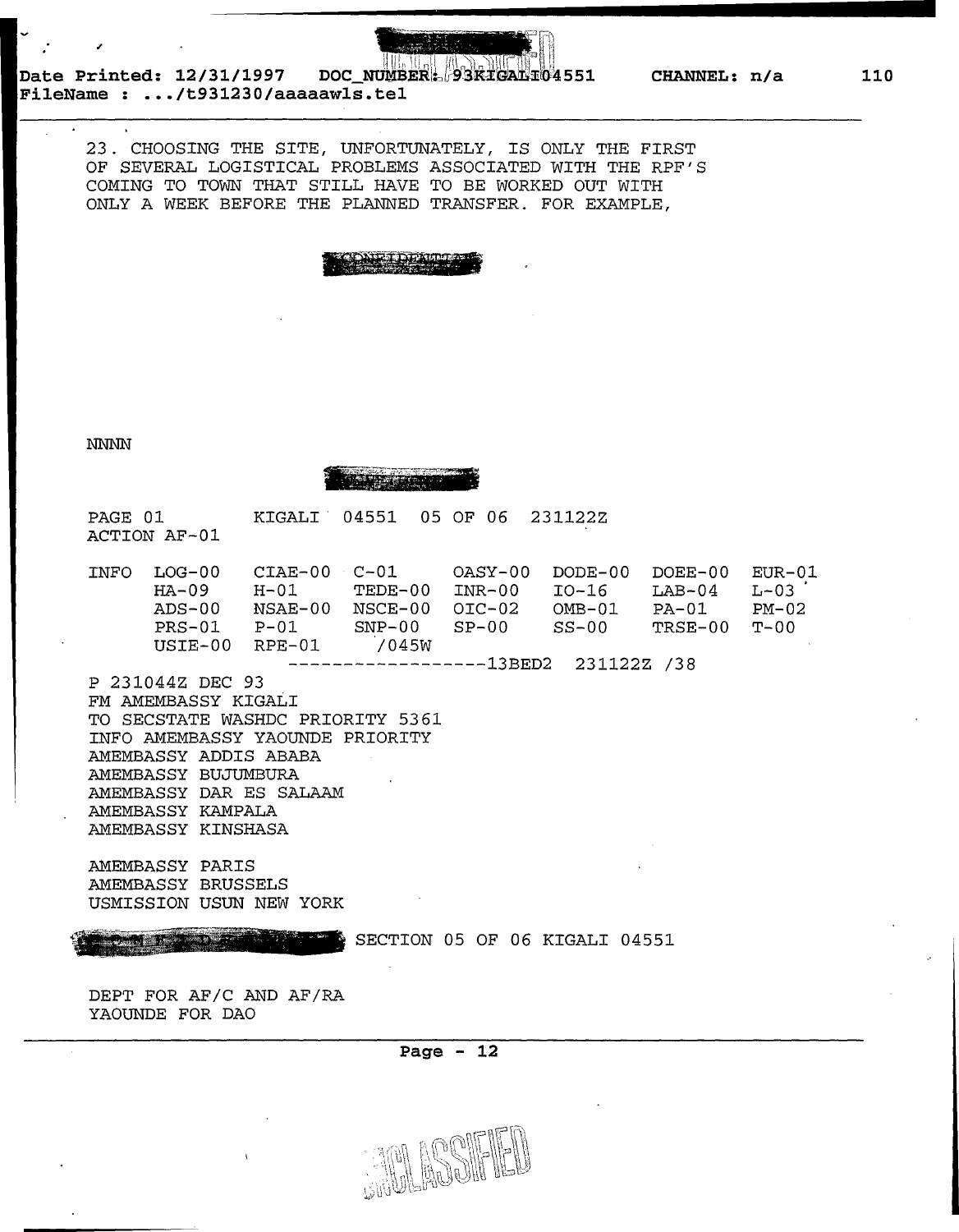23. CHOOSING THE SITE, UNFORTUNATELY, IS ONLY THE FIRST OF SEVERAL LOGISTICAL PROBLEMS ASSOCIATED WITH THE RPF'S COMING TO TOWN THAT STILL HAVE TO BE WORKED OUT WITH ONLY A WEEK BEFORE THE PLANNED TRANSFER. FOR EXAMPLE,

CONFIDENTIAL

NNNN

CONFIDENTIAL

PAGE 01 KIGALI 04551 05 OF 06 231122Z
ACTION AF-01

| INFO | LOG-00 | CIAE-00 | C-01 | OASY-00 | DODE-00 | DOEE-00 | EUR-01 |
|---|---|---|---|---|---|---|---|
| | HA-09 | H-01 | TEDE-00 | INR-00 | IO-16 | LAB-04 | L-03 |
| | ADS-00 | NSAE-00 | NSCE-00 | OIC-02 | OMB-01 | PA-01 | PM-02 |
| | PRS-01 | P-01 | SNP-00 | SP-00 | SS-00 | TRSE-00 | T-00 |
| | USIE-00 | RPE-01 | /045W | | | | |

------------------13BED2 231122Z /38

P 231044Z DEC 93
FM AMEMBASSY KIGALI
TO SECSTATE WASHDC PRIORITY 5361
INFO AMEMBASSY YAOUNDE PRIORITY
AMEMBASSY ADDIS ABABA
AMEMBASSY BUJUMBURA
AMEMBASSY DAR ES SALAAM
AMEMBASSY KAMPALA
AMEMBASSY KINSHASA

AMEMBASSY PARIS
AMEMBASSY BRUSSELS
USMISSION USUN NEW YORK

CONFIDENTIAL SECTION 05 OF 06 KIGALI 04551

DEPT FOR AF/C AND AF/RA
YAOUNDE FOR DAO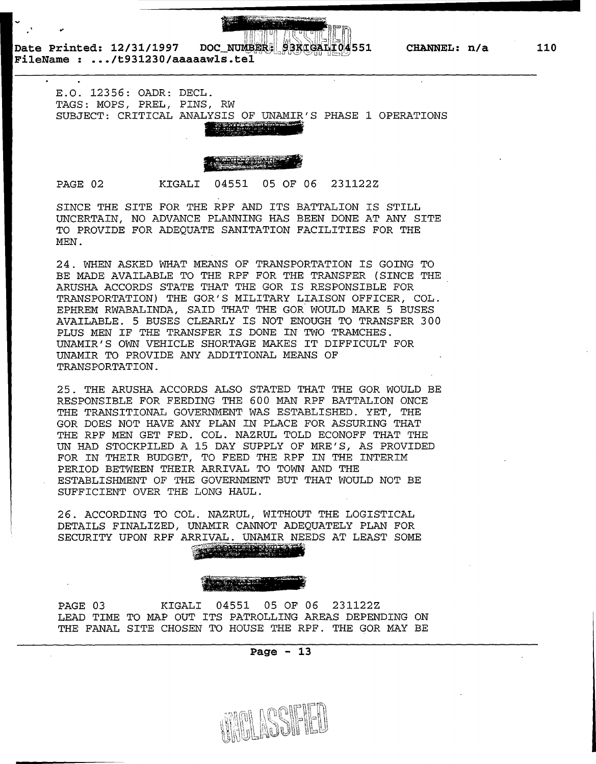E.O. 12356: OADR: DECL.
TAGS: MOPS, PREL, PINS, RW
SUBJECT: CRITICAL ANALYSIS OF UNAMIR'S PHASE 1 OPERATIONS

PAGE 02 KIGALI 04551 05 OF 06 231122Z

SINCE THE SITE FOR THE RPF AND ITS BATTALION IS STILL UNCERTAIN, NO ADVANCE PLANNING HAS BEEN DONE AT ANY SITE TO PROVIDE FOR ADEQUATE SANITATION FACILITIES FOR THE MEN.

24. WHEN ASKED WHAT MEANS OF TRANSPORTATION IS GOING TO BE MADE AVAILABLE TO THE RPF FOR THE TRANSFER (SINCE THE ARUSHA ACCORDS STATE THAT THE GOR IS RESPONSIBLE FOR TRANSPORTATION) THE GOR'S MILITARY LIAISON OFFICER, COL. EPHREM RWABALINDA, SAID THAT THE GOR WOULD MAKE 5 BUSES AVAILABLE. 5 BUSES CLEARLY IS NOT ENOUGH TO TRANSFER 300 PLUS MEN IF THE TRANSFER IS DONE IN TWO TRAMCHES. UNAMIR'S OWN VEHICLE SHORTAGE MAKES IT DIFFICULT FOR UNAMIR TO PROVIDE ANY ADDITIONAL MEANS OF TRANSPORTATION.

25. THE ARUSHA ACCORDS ALSO STATED THAT THE GOR WOULD BE RESPONSIBLE FOR FEEDING THE 600 MAN RPF BATTALION ONCE THE TRANSITIONAL GOVERNMENT WAS ESTABLISHED. YET, THE GOR DOES NOT HAVE ANY PLAN IN PLACE FOR ASSURING THAT THE RPF MEN GET FED. COL. NAZRUL TOLD ECONOFF THAT THE UN HAD STOCKPILED A 15 DAY SUPPLY OF MRE'S, AS PROVIDED FOR IN THEIR BUDGET, TO FEED THE RPF IN THE INTERIM PERIOD BETWEEN THEIR ARRIVAL TO TOWN AND THE ESTABLISHMENT OF THE GOVERNMENT BUT THAT WOULD NOT BE SUFFICIENT OVER THE LONG HAUL.

26. ACCORDING TO COL. NAZRUL, WITHOUT THE LOGISTICAL DETAILS FINALIZED, UNAMIR CANNOT ADEQUATELY PLAN FOR SECURITY UPON RPF ARRIVAL. UNAMIR NEEDS AT LEAST SOME

PAGE 03 KIGALI 04551 05 OF 06 231122Z
LEAD TIME TO MAP OUT ITS PATROLLING AREAS DEPENDING ON THE FANAL SITE CHOSEN TO HOUSE THE RPF. THE GOR MAY BE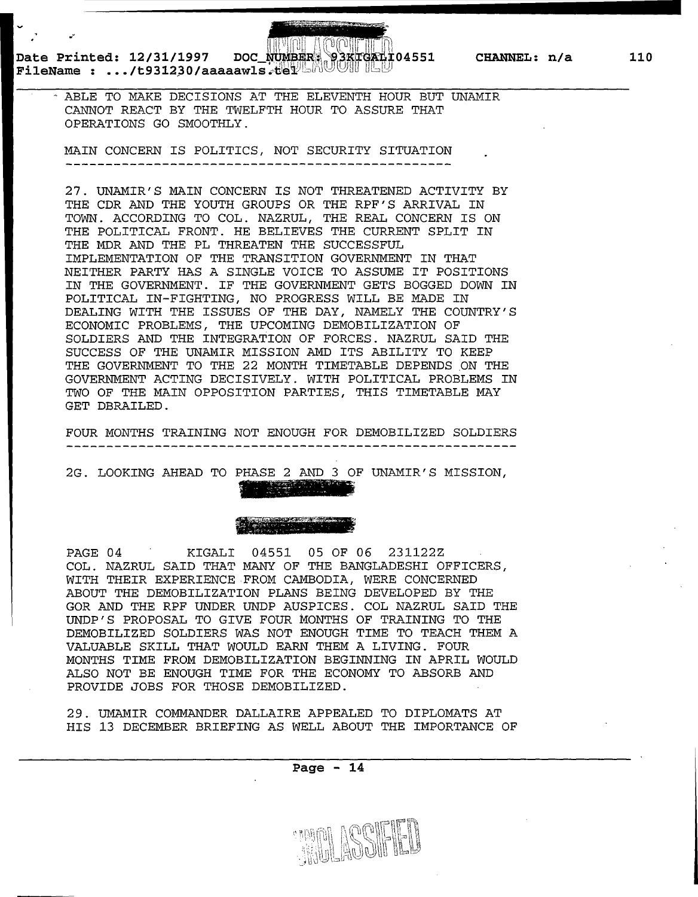ABLE TO MAKE DECISIONS AT THE ELEVENTH HOUR BUT UNAMIR CANNOT REACT BY THE TWELFTH HOUR TO ASSURE THAT OPERATIONS GO SMOOTHLY.

MAIN CONCERN IS POLITICS, NOT SECURITY SITUATION
-----------------------------------------------

27. UNAMIR'S MAIN CONCERN IS NOT THREATENED ACTIVITY BY THE CDR AND THE YOUTH GROUPS OR THE RPF'S ARRIVAL IN TOWN. ACCORDING TO COL. NAZRUL, THE REAL CONCERN IS ON THE POLITICAL FRONT. HE BELIEVES THE CURRENT SPLIT IN THE MDR AND THE PL THREATEN THE SUCCESSFUL IMPLEMENTATION OF THE TRANSITION GOVERNMENT IN THAT NEITHER PARTY HAS A SINGLE VOICE TO ASSUME IT POSITIONS IN THE GOVERNMENT. IF THE GOVERNMENT GETS BOGGED DOWN IN POLITICAL IN-FIGHTING, NO PROGRESS WILL BE MADE IN DEALING WITH THE ISSUES OF THE DAY, NAMELY THE COUNTRY'S ECONOMIC PROBLEMS, THE UPCOMING DEMOBILIZATION OF SOLDIERS AND THE INTEGRATION OF FORCES. NAZRUL SAID THE SUCCESS OF THE UNAMIR MISSION AMD ITS ABILITY TO KEEP THE GOVERNMENT TO THE 22 MONTH TIMETABLE DEPENDS ON THE GOVERNMENT ACTING DECISIVELY. WITH POLITICAL PROBLEMS IN TWO OF THE MAIN OPPOSITION PARTIES, THIS TIMETABLE MAY GET DBRAILED.

FOUR MONTHS TRAINING NOT ENOUGH FOR DEMOBILIZED SOLDIERS
--------------------------------------------------------

2G. LOOKING AHEAD TO PHASE 2 AND 3 OF UNAMIR'S MISSION,

PAGE 04 KIGALI 04551 05 OF 06 231122Z

COL. NAZRUL SAID THAT MANY OF THE BANGLADESHI OFFICERS, WITH THEIR EXPERIENCE FROM CAMBODIA, WERE CONCERNED ABOUT THE DEMOBILIZATION PLANS BEING DEVELOPED BY THE GOR AND THE RPF UNDER UNDP AUSPICES. COL NAZRUL SAID THE UNDP'S PROPOSAL TO GIVE FOUR MONTHS OF TRAINING TO THE DEMOBILIZED SOLDIERS WAS NOT ENOUGH TIME TO TEACH THEM A VALUABLE SKILL THAT WOULD EARN THEM A LIVING. FOUR MONTHS TIME FROM DEMOBILIZATION BEGINNING IN APRIL WOULD ALSO NOT BE ENOUGH TIME FOR THE ECONOMY TO ABSORB AND PROVIDE JOBS FOR THOSE DEMOBILIZED.

29. UMAMIR COMMANDER DALLAIRE APPEALED TO DIPLOMATS AT HIS 13 DECEMBER BRIEFING AS WELL ABOUT THE IMPORTANCE OF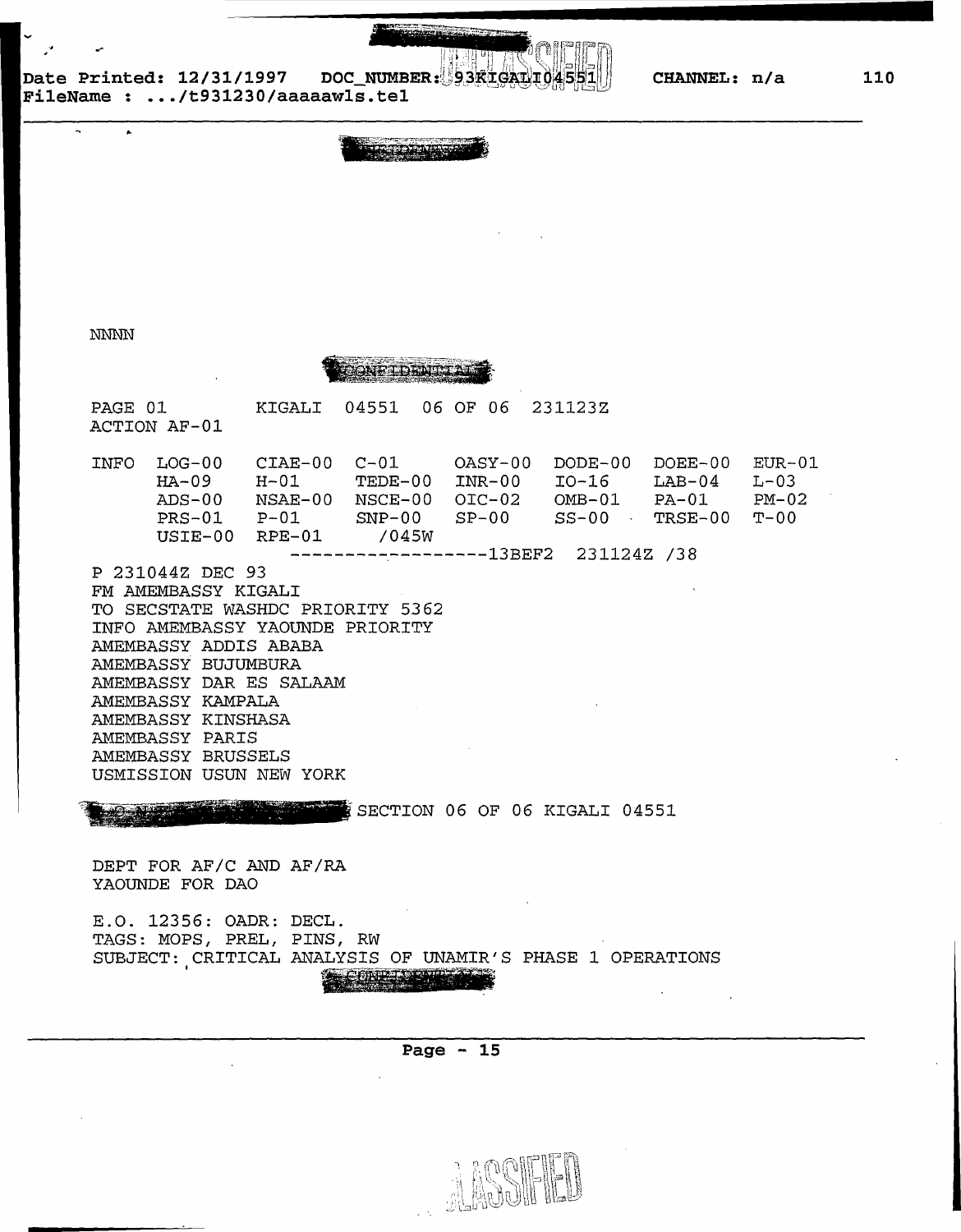NNNN

CONFIDENTIAL

PAGE 01 KIGALI 04551 06 OF 06 231123Z
ACTION AF-01

```
INFO  LOG-00   CIAE-00  C-01     OASY-00  DODE-00  DOEE-00  EUR-01
      HA-09    H-01     TEDE-00  INR-00   IO-16    LAB-04   L-03
      ADS-00   NSAE-00  NSCE-00  OIC-02   OMB-01   PA-01    PM-02
      PRS-01   P-01     SNP-00   SP-00    SS-00    TRSE-00  T-00
      USIE-00  RPE-01     /045W
                  ------------------13BEF2  231124Z /38
```

P 231044Z DEC 93
FM AMEMBASSY KIGALI
TO SECSTATE WASHDC PRIORITY 5362
INFO AMEMBASSY YAOUNDE PRIORITY
AMEMBASSY ADDIS ABABA
AMEMBASSY BUJUMBURA
AMEMBASSY DAR ES SALAAM
AMEMBASSY KAMPALA
AMEMBASSY KINSHASA
AMEMBASSY PARIS
AMEMBASSY BRUSSELS
USMISSION USUN NEW YORK

SECTION 06 OF 06 KIGALI 04551

DEPT FOR AF/C AND AF/RA
YAOUNDE FOR DAO

E.O. 12356: OADR: DECL.
TAGS: MOPS, PREL, PINS, RW
SUBJECT: CRITICAL ANALYSIS OF UNAMIR'S PHASE 1 OPERATIONS

CONFIDENTIAL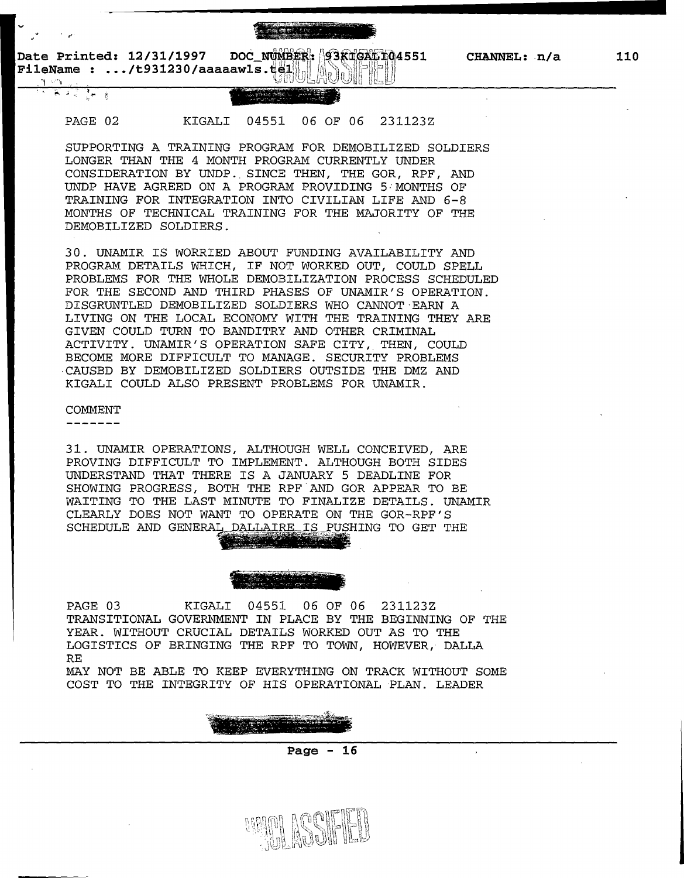Date Printed: 12/31/1997 DOC_NUMBER: 93KIGALI04551 CHANNEL: n/a 110
FileName : .../t931230/aaaaawls.tel

PAGE 02 KIGALI 04551 06 OF 06 231123Z

SUPPORTING A TRAINING PROGRAM FOR DEMOBILIZED SOLDIERS LONGER THAN THE 4 MONTH PROGRAM CURRENTLY UNDER CONSIDERATION BY UNDP. SINCE THEN, THE GOR, RPF, AND UNDP HAVE AGREED ON A PROGRAM PROVIDING 5 MONTHS OF TRAINING FOR INTEGRATION INTO CIVILIAN LIFE AND 6-8 MONTHS OF TECHNICAL TRAINING FOR THE MAJORITY OF THE DEMOBILIZED SOLDIERS.

30. UNAMIR IS WORRIED ABOUT FUNDING AVAILABILITY AND PROGRAM DETAILS WHICH, IF NOT WORKED OUT, COULD SPELL PROBLEMS FOR THE WHOLE DEMOBILIZATION PROCESS SCHEDULED FOR THE SECOND AND THIRD PHASES OF UNAMIR'S OPERATION. DISGRUNTLED DEMOBILIZED SOLDIERS WHO CANNOT EARN A LIVING ON THE LOCAL ECONOMY WITH THE TRAINING THEY ARE GIVEN COULD TURN TO BANDITRY AND OTHER CRIMINAL ACTIVITY. UNAMIR'S OPERATION SAFE CITY, THEN, COULD BECOME MORE DIFFICULT TO MANAGE. SECURITY PROBLEMS CAUSBD BY DEMOBILIZED SOLDIERS OUTSIDE THE DMZ AND KIGALI COULD ALSO PRESENT PROBLEMS FOR UNAMIR.

COMMENT
-------

31. UNAMIR OPERATIONS, ALTHOUGH WELL CONCEIVED, ARE PROVING DIFFICULT TO IMPLEMENT. ALTHOUGH BOTH SIDES UNDERSTAND THAT THERE IS A JANUARY 5 DEADLINE FOR SHOWING PROGRESS, BOTH THE RPF AND GOR APPEAR TO BE WAITING TO THE LAST MINUTE TO FINALIZE DETAILS. UNAMIR CLEARLY DOES NOT WANT TO OPERATE ON THE GOR-RPF'S SCHEDULE AND GENERAL DALLAIRE IS PUSHING TO GET THE

PAGE 03 KIGALI 04551 06 OF 06 231123Z
TRANSITIONAL GOVERNMENT IN PLACE BY THE BEGINNING OF THE YEAR. WITHOUT CRUCIAL DETAILS WORKED OUT AS TO THE LOGISTICS OF BRINGING THE RPF TO TOWN, HOWEVER, DALLA
RE
MAY NOT BE ABLE TO KEEP EVERYTHING ON TRACK WITHOUT SOME COST TO THE INTEGRITY OF HIS OPERATIONAL PLAN. LEADER

UNCLASSIFIED